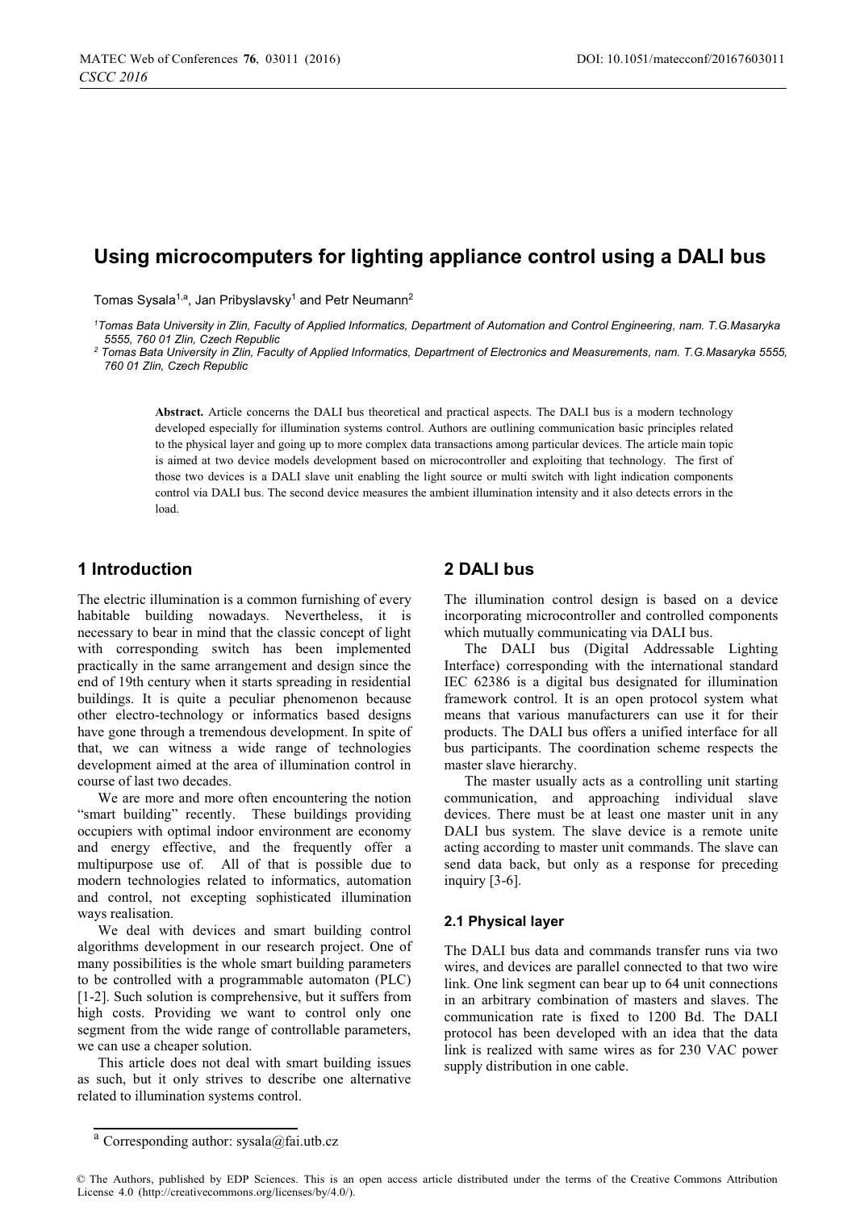// Using microcomputers for lighting appliance control using a DALI bus

Tomas Sysala[1,a], Jan Pribyslavsky[1] and Petr Neumann[2]

[1]Tomas Bata University in Zlin, Faculty of Applied Informatics, Department of Automation and Control Engineering, nam. T.G.Masaryka 5555, 760 01 Zlin, Czech Republic

[2] Tomas Bata University in Zlin, Faculty of Applied Informatics, Department of Electronics and Measurements, nam. T.G.Masaryka 5555, 760 01 Zlin, Czech Republic

**Abstract.** Article concerns the DALI bus theoretical and practical aspects. The DALI bus is a modern technology developed especially for illumination systems control. Authors are outlining communication basic principles related to the physical layer and going up to more complex data transactions among particular devices. The article main topic is aimed at two device models development based on microcontroller and exploiting that technology. The first of those two devices is a DALI slave unit enabling the light source or multi switch with light indication components control via DALI bus. The second device measures the ambient illumination intensity and it also detects errors in the load.

## 1 Introduction

The electric illumination is a common furnishing of every habitable building nowadays. Nevertheless, it is necessary to bear in mind that the classic concept of light with corresponding switch has been implemented practically in the same arrangement and design since the end of 19th century when it starts spreading in residential buildings. It is quite a peculiar phenomenon because other electro-technology or informatics based designs have gone through a tremendous development. In spite of that, we can witness a wide range of technologies development aimed at the area of illumination control in course of last two decades.

We are more and more often encountering the notion "smart building" recently. These buildings providing occupiers with optimal indoor environment are economy and energy effective, and the frequently offer a multipurpose use of. All of that is possible due to modern technologies related to informatics, automation and control, not excepting sophisticated illumination ways realisation.

We deal with devices and smart building control algorithms development in our research project. One of many possibilities is the whole smart building parameters to be controlled with a programmable automaton (PLC) [1-2]. Such solution is comprehensive, but it suffers from high costs. Providing we want to control only one segment from the wide range of controllable parameters, we can use a cheaper solution.

This article does not deal with smart building issues as such, but it only strives to describe one alternative related to illumination systems control.

## 2 DALI bus

The illumination control design is based on a device incorporating microcontroller and controlled components which mutually communicating via DALI bus.

The DALI bus (Digital Addressable Lighting Interface) corresponding with the international standard IEC 62386 is a digital bus designated for illumination framework control. It is an open protocol system what means that various manufacturers can use it for their products. The DALI bus offers a unified interface for all bus participants. The coordination scheme respects the master slave hierarchy.

The master usually acts as a controlling unit starting communication, and approaching individual slave devices. There must be at least one master unit in any DALI bus system. The slave device is a remote unite acting according to master unit commands. The slave can send data back, but only as a response for preceding inquiry [3-6].

### 2.1 Physical layer

The DALI bus data and commands transfer runs via two wires, and devices are parallel connected to that two wire link. One link segment can bear up to 64 unit connections in an arbitrary combination of masters and slaves. The communication rate is fixed to 1200 Bd. The DALI protocol has been developed with an idea that the data link is realized with same wires as for 230 VAC power supply distribution in one cable.

[a] Corresponding author: sysala@fai.utb.cz

© The Authors, published by EDP Sciences. This is an open access article distributed under the terms of the Creative Commons Attribution License 4.0 (http://creativecommons.org/licenses/by/4.0/).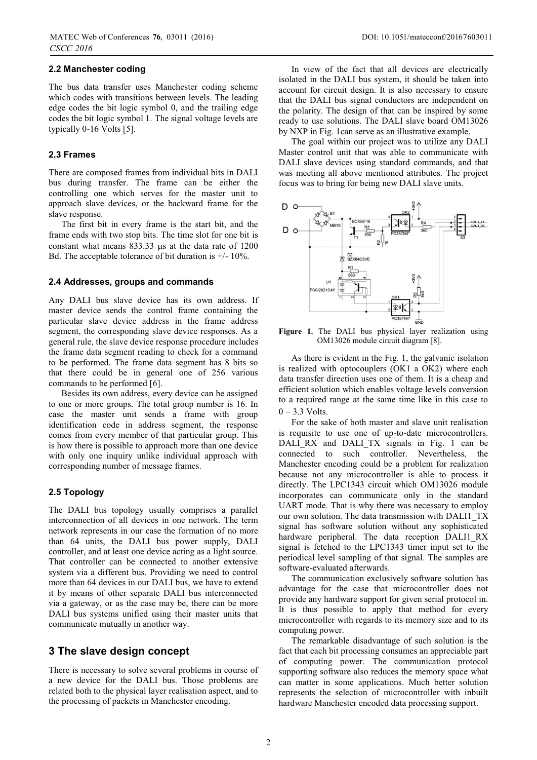### 2.2 Manchester coding

The bus data transfer uses Manchester coding scheme which codes with transitions between levels. The leading edge codes the bit logic symbol 0, and the trailing edge codes the bit logic symbol 1. The signal voltage levels are typically 0-16 Volts [5].

### 2.3 Frames

There are composed frames from individual bits in DALI bus during transfer. The frame can be either the controlling one which serves for the master unit to approach slave devices, or the backward frame for the slave response.

The first bit in every frame is the start bit, and the frame ends with two stop bits. The time slot for one bit is constant what means 833.33 μs at the data rate of 1200 Bd. The acceptable tolerance of bit duration is +/- 10%.

### 2.4 Addresses, groups and commands

Any DALI bus slave device has its own address. If master device sends the control frame containing the particular slave device address in the frame address segment, the corresponding slave device responses. As a general rule, the slave device response procedure includes the frame data segment reading to check for a command to be performed. The frame data segment has 8 bits so that there could be in general one of 256 various commands to be performed [6].

Besides its own address, every device can be assigned to one or more groups. The total group number is 16. In case the master unit sends a frame with group identification code in address segment, the response comes from every member of that particular group. This is how there is possible to approach more than one device with only one inquiry unlike individual approach with corresponding number of message frames.

### 2.5 Topology

The DALI bus topology usually comprises a parallel interconnection of all devices in one network. The term network represents in our case the formation of no more than 64 units, the DALI bus power supply, DALI controller, and at least one device acting as a light source. That controller can be connected to another extensive system via a different bus. Providing we need to control more than 64 devices in our DALI bus, we have to extend it by means of other separate DALI bus interconnected via a gateway, or as the case may be, there can be more DALI bus systems unified using their master units that communicate mutually in another way.

## 3 The slave design concept

There is necessary to solve several problems in course of a new device for the DALI bus. Those problems are related both to the physical layer realisation aspect, and to the processing of packets in Manchester encoding.

In view of the fact that all devices are electrically isolated in the DALI bus system, it should be taken into account for circuit design. It is also necessary to ensure that the DALI bus signal conductors are independent on the polarity. The design of that can be inspired by some ready to use solutions. The DALI slave board OM13026 by NXP in Fig. 1can serve as an illustrative example.

The goal within our project was to utilize any DALI Master control unit that was able to communicate with DALI slave devices using standard commands, and that was meeting all above mentioned attributes. The project focus was to bring for being new DALI slave units.

**Figure 1.** The DALI bus physical layer realization using OM13026 module circuit diagram [8].

As there is evident in the Fig. 1, the galvanic isolation is realized with optocouplers (OK1 a OK2) where each data transfer direction uses one of them. It is a cheap and efficient solution which enables voltage levels conversion to a required range at the same time like in this case to 0 – 3.3 Volts.

For the sake of both master and slave unit realisation is requisite to use one of up-to-date microcontrollers. DALI_RX and DALI_TX signals in Fig. 1 can be connected to such controller. Nevertheless, the Manchester encoding could be a problem for realization because not any microcontroller is able to process it directly. The LPC1343 circuit which OM13026 module incorporates can communicate only in the standard UART mode. That is why there was necessary to employ our own solution. The data transmission with DALI1_TX signal has software solution without any sophisticated hardware peripheral. The data reception DALI1_RX signal is fetched to the LPC1343 timer input set to the periodical level sampling of that signal. The samples are software-evaluated afterwards.

The communication exclusively software solution has advantage for the case that microcontroller does not provide any hardware support for given serial protocol in. It is thus possible to apply that method for every microcontroller with regards to its memory size and to its computing power.

The remarkable disadvantage of such solution is the fact that each bit processing consumes an appreciable part of computing power. The communication protocol supporting software also reduces the memory space what can matter in some applications. Much better solution represents the selection of microcontroller with inbuilt hardware Manchester encoded data processing support.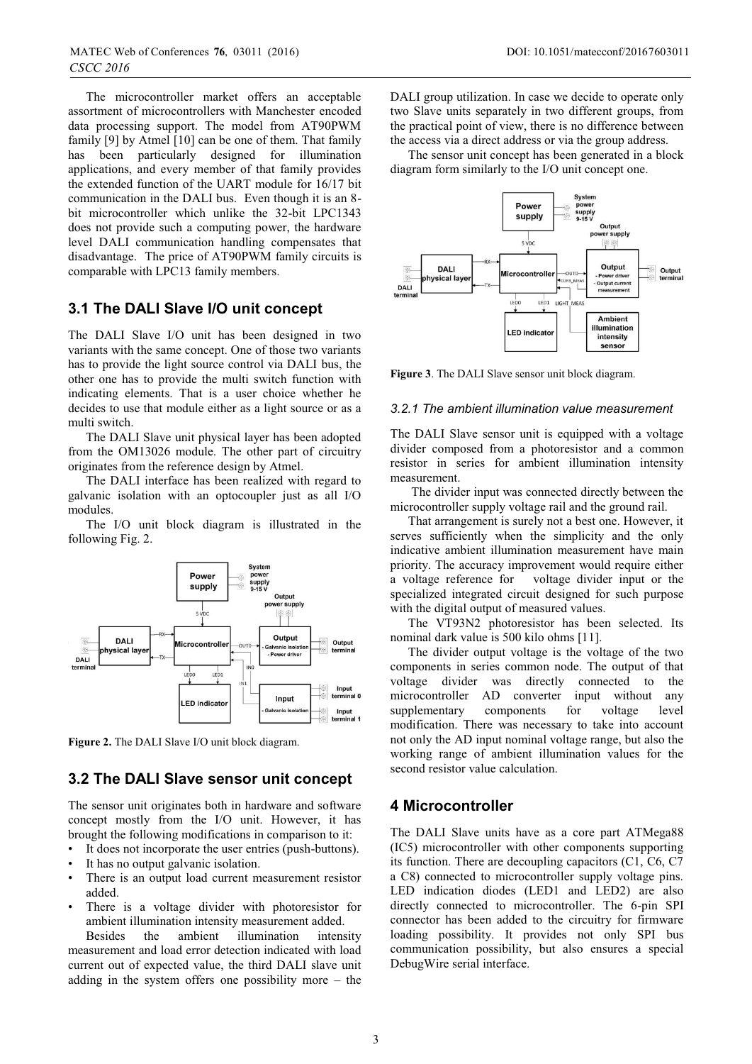The microcontroller market offers an acceptable assortment of microcontrollers with Manchester encoded data processing support. The model from AT90PWM family [9] by Atmel [10] can be one of them. That family has been particularly designed for illumination applications, and every member of that family provides the extended function of the UART module for 16/17 bit communication in the DALI bus. Even though it is an 8-bit microcontroller which unlike the 32-bit LPC1343 does not provide such a computing power, the hardware level DALI communication handling compensates that disadvantage. The price of AT90PWM family circuits is comparable with LPC13 family members.

## 3.1 The DALI Slave I/O unit concept

The DALI Slave I/O unit has been designed in two variants with the same concept. One of those two variants has to provide the light source control via DALI bus, the other one has to provide the multi switch function with indicating elements. That is a user choice whether he decides to use that module either as a light source or as a multi switch.

The DALI Slave unit physical layer has been adopted from the OM13026 module. The other part of circuitry originates from the reference design by Atmel.

The DALI interface has been realized with regard to galvanic isolation with an optocoupler just as all I/O modules.

The I/O unit block diagram is illustrated in the following Fig. 2.

**Figure 2.** The DALI Slave I/O unit block diagram.

## 3.2 The DALI Slave sensor unit concept

The sensor unit originates both in hardware and software concept mostly from the I/O unit. However, it has brought the following modifications in comparison to it:

- It does not incorporate the user entries (push-buttons).
- It has no output galvanic isolation.
- There is an output load current measurement resistor added.
- There is a voltage divider with photoresistor for ambient illumination intensity measurement added.

Besides the ambient illumination intensity measurement and load error detection indicated with load current out of expected value, the third DALI slave unit adding in the system offers one possibility more – the DALI group utilization. In case we decide to operate only two Slave units separately in two different groups, from the practical point of view, there is no difference between the access via a direct address or via the group address.

The sensor unit concept has been generated in a block diagram form similarly to the I/O unit concept one.

**Figure 3**. The DALI Slave sensor unit block diagram.

### *3.2.1 The ambient illumination value measurement*

The DALI Slave sensor unit is equipped with a voltage divider composed from a photoresistor and a common resistor in series for ambient illumination intensity measurement.

The divider input was connected directly between the microcontroller supply voltage rail and the ground rail.

That arrangement is surely not a best one. However, it serves sufficiently when the simplicity and the only indicative ambient illumination measurement have main priority. The accuracy improvement would require either a voltage reference for voltage divider input or the specialized integrated circuit designed for such purpose with the digital output of measured values.

The VT93N2 photoresistor has been selected. Its nominal dark value is 500 kilo ohms [11].

The divider output voltage is the voltage of the two components in series common node. The output of that voltage divider was directly connected to the microcontroller AD converter input without any supplementary components for voltage level modification. There was necessary to take into account not only the AD input nominal voltage range, but also the working range of ambient illumination values for the second resistor value calculation.

# 4 Microcontroller

The DALI Slave units have as a core part ATMega88 (IC5) microcontroller with other components supporting its function. There are decoupling capacitors (C1, C6, C7 a C8) connected to microcontroller supply voltage pins. LED indication diodes (LED1 and LED2) are also directly connected to microcontroller. The 6-pin SPI connector has been added to the circuitry for firmware loading possibility. It provides not only SPI bus communication possibility, but also ensures a special DebugWire serial interface.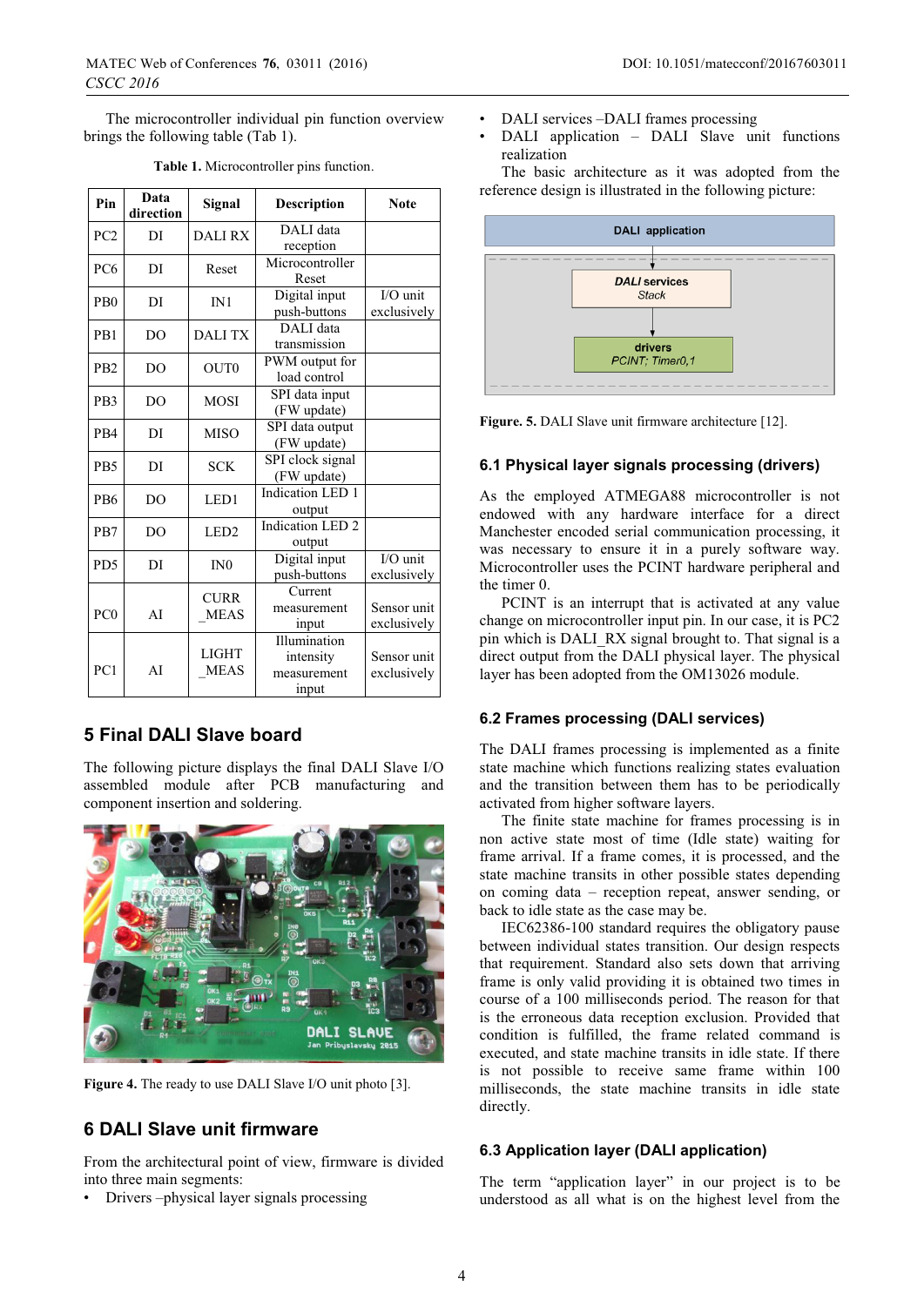The microcontroller individual pin function overview brings the following table (Tab 1).

**Table 1.** Microcontroller pins function.

| Pin | Data direction | Signal | Description | Note |
|---|---|---|---|---|
| PC2 | DI | DALI RX | DALI data reception | |
| PC6 | DI | Reset | Microcontroller Reset | |
| PB0 | DI | IN1 | Digital input push-buttons | I/O unit exclusively |
| PB1 | DO | DALI TX | DALI data transmission | |
| PB2 | DO | OUT0 | PWM output for load control | |
| PB3 | DO | MOSI | SPI data input (FW update) | |
| PB4 | DI | MISO | SPI data output (FW update) | |
| PB5 | DI | SCK | SPI clock signal (FW update) | |
| PB6 | DO | LED1 | Indication LED 1 output | |
| PB7 | DO | LED2 | Indication LED 2 output | |
| PD5 | DI | IN0 | Digital input push-buttons | I/O unit exclusively |
| PC0 | AI | CURR _MEAS | Current measurement input | Sensor unit exclusively |
| PC1 | AI | LIGHT _MEAS | Illumination intensity measurement input | Sensor unit exclusively |

## 5 Final DALI Slave board

The following picture displays the final DALI Slave I/O assembled module after PCB manufacturing and component insertion and soldering.

**Figure 4.** The ready to use DALI Slave I/O unit photo [3].

## 6 DALI Slave unit firmware

From the architectural point of view, firmware is divided into three main segments:

- Drivers –physical layer signals processing
- DALI services –DALI frames processing
- DALI application – DALI Slave unit functions realization

The basic architecture as it was adopted from the reference design is illustrated in the following picture:

DALI application

*DALI* services
*Stack*

drivers
*PCINT; Timer0,1*

**Figure. 5.** DALI Slave unit firmware architecture [12].

### 6.1 Physical layer signals processing (drivers)

As the employed ATMEGA88 microcontroller is not endowed with any hardware interface for a direct Manchester encoded serial communication processing, it was necessary to ensure it in a purely software way. Microcontroller uses the PCINT hardware peripheral and the timer 0.

PCINT is an interrupt that is activated at any value change on microcontroller input pin. In our case, it is PC2 pin which is DALI_RX signal brought to. That signal is a direct output from the DALI physical layer. The physical layer has been adopted from the OM13026 module.

### 6.2 Frames processing (DALI services)

The DALI frames processing is implemented as a finite state machine which functions realizing states evaluation and the transition between them has to be periodically activated from higher software layers.

The finite state machine for frames processing is in non active state most of time (Idle state) waiting for frame arrival. If a frame comes, it is processed, and the state machine transits in other possible states depending on coming data – reception repeat, answer sending, or back to idle state as the case may be.

IEC62386-100 standard requires the obligatory pause between individual states transition. Our design respects that requirement. Standard also sets down that arriving frame is only valid providing it is obtained two times in course of a 100 milliseconds period. The reason for that is the erroneous data reception exclusion. Provided that condition is fulfilled, the frame related command is executed, and state machine transits in idle state. If there is not possible to receive same frame within 100 milliseconds, the state machine transits in idle state directly.

### 6.3 Application layer (DALI application)

The term "application layer" in our project is to be understood as all what is on the highest level from the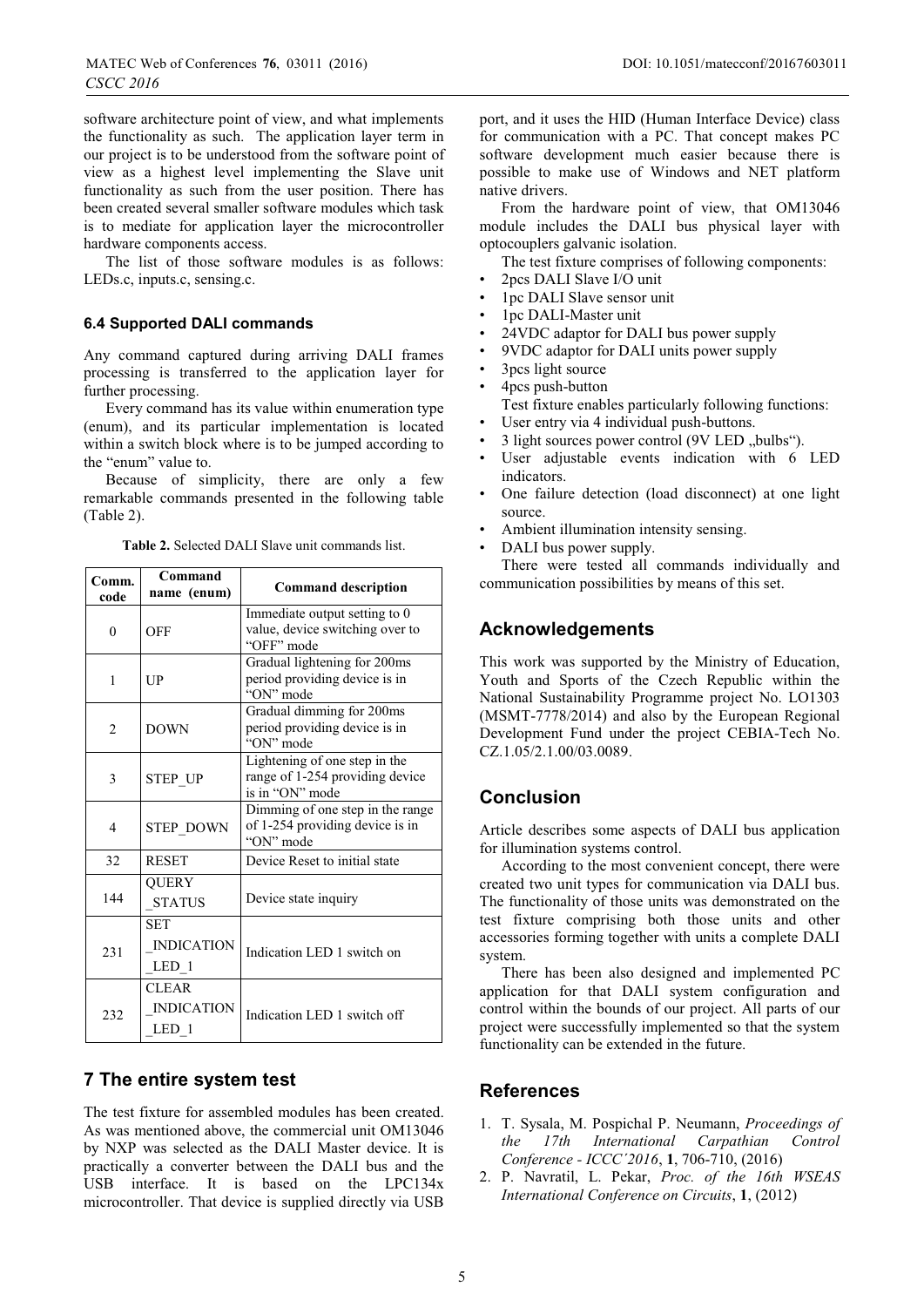software architecture point of view, and what implements the functionality as such. The application layer term in our project is to be understood from the software point of view as a highest level implementing the Slave unit functionality as such from the user position. There has been created several smaller software modules which task is to mediate for application layer the microcontroller hardware components access.

The list of those software modules is as follows: LEDs.c, inputs.c, sensing.c.

### 6.4 Supported DALI commands

Any command captured during arriving DALI frames processing is transferred to the application layer for further processing.

Every command has its value within enumeration type (enum), and its particular implementation is located within a switch block where is to be jumped according to the "enum" value to.

Because of simplicity, there are only a few remarkable commands presented in the following table (Table 2).

**Table 2.** Selected DALI Slave unit commands list.

| Comm. code | Command name (enum) | Command description |
|---|---|---|
| 0 | OFF | Immediate output setting to 0 value, device switching over to "OFF" mode |
| 1 | UP | Gradual lightening for 200ms period providing device is in "ON" mode |
| 2 | DOWN | Gradual dimming for 200ms period providing device is in "ON" mode |
| 3 | STEP_UP | Lightening of one step in the range of 1-254 providing device is in "ON" mode |
| 4 | STEP_DOWN | Dimming of one step in the range of 1-254 providing device is in "ON" mode |
| 32 | RESET | Device Reset to initial state |
| 144 | QUERY _STATUS | Device state inquiry |
| 231 | SET _INDICATION _LED_1 | Indication LED 1 switch on |
| 232 | CLEAR _INDICATION _LED_1 | Indication LED 1 switch off |

## 7 The entire system test

The test fixture for assembled modules has been created. As was mentioned above, the commercial unit OM13046 by NXP was selected as the DALI Master device. It is practically a converter between the DALI bus and the USB interface. It is based on the LPC134x microcontroller. That device is supplied directly via USB port, and it uses the HID (Human Interface Device) class for communication with a PC. That concept makes PC software development much easier because there is possible to make use of Windows and NET platform native drivers.

From the hardware point of view, that OM13046 module includes the DALI bus physical layer with optocouplers galvanic isolation.

The test fixture comprises of following components:

- 2pcs DALI Slave I/O unit
- 1pc DALI Slave sensor unit
- 1pc DALI-Master unit
- 24VDC adaptor for DALI bus power supply
- 9VDC adaptor for DALI units power supply
- 3pcs light source
- 4pcs push-button

Test fixture enables particularly following functions:

- User entry via 4 individual push-buttons.
- 3 light sources power control (9V LED „bulbs").
- User adjustable events indication with 6 LED indicators.
- One failure detection (load disconnect) at one light source.
- Ambient illumination intensity sensing.
- DALI bus power supply.

There were tested all commands individually and communication possibilities by means of this set.

## Acknowledgements

This work was supported by the Ministry of Education, Youth and Sports of the Czech Republic within the National Sustainability Programme project No. LO1303 (MSMT-7778/2014) and also by the European Regional Development Fund under the project CEBIA-Tech No. CZ.1.05/2.1.00/03.0089.

## Conclusion

Article describes some aspects of DALI bus application for illumination systems control.

According to the most convenient concept, there were created two unit types for communication via DALI bus. The functionality of those units was demonstrated on the test fixture comprising both those units and other accessories forming together with units a complete DALI system.

There has been also designed and implemented PC application for that DALI system configuration and control within the bounds of our project. All parts of our project were successfully implemented so that the system functionality can be extended in the future.

## References

1. T. Sysala, M. Pospichal P. Neumann, *Proceedings of the 17th International Carpathian Control Conference - ICCC´2016*, **1**, 706-710, (2016)
2. P. Navratil, L. Pekar, *Proc. of the 16th WSEAS International Conference on Circuits*, **1**, (2012)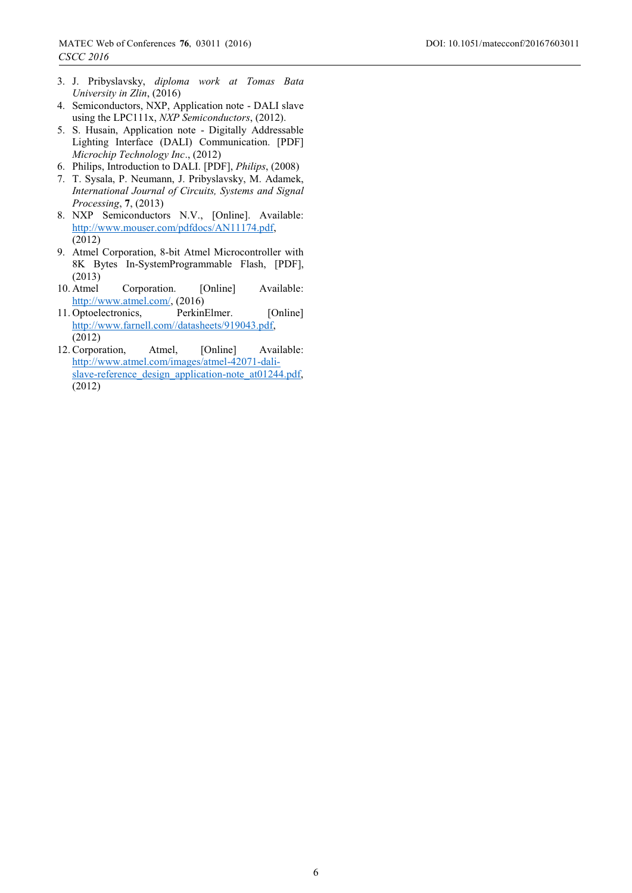3. J. Pribyslavsky, *diploma work at Tomas Bata University in Zlin*, (2016)
4. Semiconductors, NXP, Application note - DALI slave using the LPC111x, *NXP Semiconductors*, (2012).
5. S. Husain, Application note - Digitally Addressable Lighting Interface (DALI) Communication. [PDF] *Microchip Technology Inc*., (2012)
6. Philips, Introduction to DALI. [PDF], *Philips*, (2008)
7. T. Sysala, P. Neumann, J. Pribyslavsky, M. Adamek, *International Journal of Circuits, Systems and Signal Processing*, **7**, (2013)
8. NXP Semiconductors N.V., [Online]. Available: http://www.mouser.com/pdfdocs/AN11174.pdf, (2012)
9. Atmel Corporation, 8-bit Atmel Microcontroller with 8K Bytes In-SystemProgrammable Flash, [PDF], (2013)
10. Atmel Corporation. [Online] Available: http://www.atmel.com/, (2016)
11. Optoelectronics, PerkinElmer. [Online] http://www.farnell.com//datasheets/919043.pdf, (2012)
12. Corporation, Atmel, [Online] Available: http://www.atmel.com/images/atmel-42071-dali-slave-reference_design_application-note_at01244.pdf, (2012)